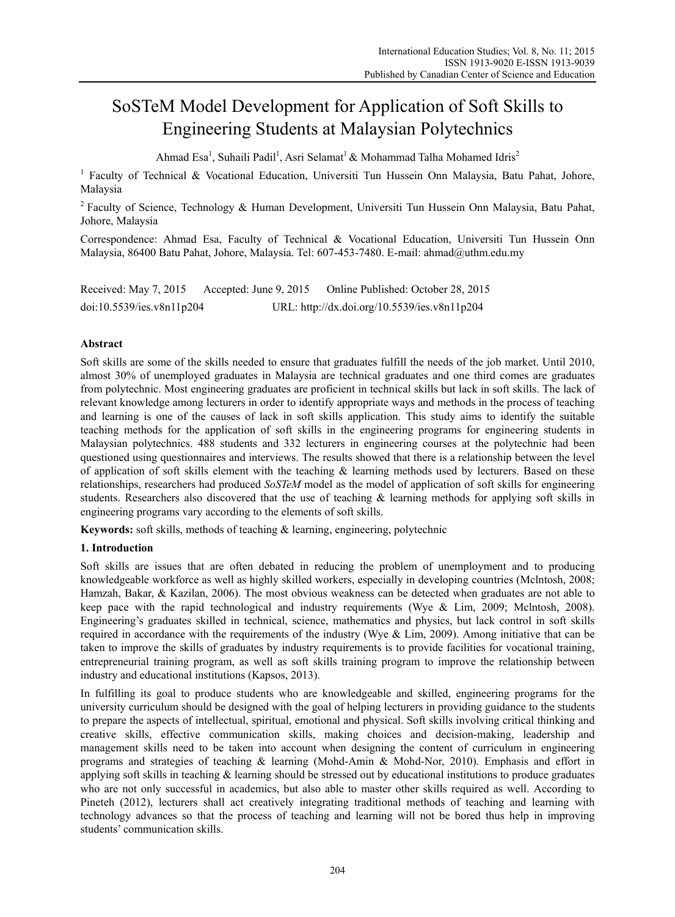# SoSTeM Model Development for Application of Soft Skills to Engineering Students at Malaysian Polytechnics

Ahmad Esa[1], Suhaili Padil[1], Asri Selamat[1] & Mohammad Talha Mohamed Idris[2]

[1] Faculty of Technical & Vocational Education, Universiti Tun Hussein Onn Malaysia, Batu Pahat, Johore, Malaysia

[2] Faculty of Science, Technology & Human Development, Universiti Tun Hussein Onn Malaysia, Batu Pahat, Johore, Malaysia

Correspondence: Ahmad Esa, Faculty of Technical & Vocational Education, Universiti Tun Hussein Onn Malaysia, 86400 Batu Pahat, Johore, Malaysia. Tel: 607-453-7480. E-mail: ahmad@uthm.edu.my

Received: May 7, 2015 Accepted: June 9, 2015 Online Published: October 28, 2015

doi:10.5539/ies.v8n11p204 URL: http://dx.doi.org/10.5539/ies.v8n11p204

## Abstract

Soft skills are some of the skills needed to ensure that graduates fulfill the needs of the job market. Until 2010, almost 30% of unemployed graduates in Malaysia are technical graduates and one third comes are graduates from polytechnic. Most engineering graduates are proficient in technical skills but lack in soft skills. The lack of relevant knowledge among lecturers in order to identify appropriate ways and methods in the process of teaching and learning is one of the causes of lack in soft skills application. This study aims to identify the suitable teaching methods for the application of soft skills in the engineering programs for engineering students in Malaysian polytechnics. 488 students and 332 lecturers in engineering courses at the polytechnic had been questioned using questionnaires and interviews. The results showed that there is a relationship between the level of application of soft skills element with the teaching & learning methods used by lecturers. Based on these relationships, researchers had produced *SoSTeM* model as the model of application of soft skills for engineering students. Researchers also discovered that the use of teaching & learning methods for applying soft skills in engineering programs vary according to the elements of soft skills.

**Keywords:** soft skills, methods of teaching & learning, engineering, polytechnic

## 1. Introduction

Soft skills are issues that are often debated in reducing the problem of unemployment and to producing knowledgeable workforce as well as highly skilled workers, especially in developing countries (Mclntosh, 2008; Hamzah, Bakar, & Kazilan, 2006). The most obvious weakness can be detected when graduates are not able to keep pace with the rapid technological and industry requirements (Wye & Lim, 2009; Mclntosh, 2008). Engineering's graduates skilled in technical, science, mathematics and physics, but lack control in soft skills required in accordance with the requirements of the industry (Wye & Lim, 2009). Among initiative that can be taken to improve the skills of graduates by industry requirements is to provide facilities for vocational training, entrepreneurial training program, as well as soft skills training program to improve the relationship between industry and educational institutions (Kapsos, 2013).

In fulfilling its goal to produce students who are knowledgeable and skilled, engineering programs for the university curriculum should be designed with the goal of helping lecturers in providing guidance to the students to prepare the aspects of intellectual, spiritual, emotional and physical. Soft skills involving critical thinking and creative skills, effective communication skills, making choices and decision-making, leadership and management skills need to be taken into account when designing the content of curriculum in engineering programs and strategies of teaching & learning (Mohd-Amin & Mohd-Nor, 2010). Emphasis and effort in applying soft skills in teaching & learning should be stressed out by educational institutions to produce graduates who are not only successful in academics, but also able to master other skills required as well. According to Pineteh (2012), lecturers shall act creatively integrating traditional methods of teaching and learning with technology advances so that the process of teaching and learning will not be bored thus help in improving students' communication skills.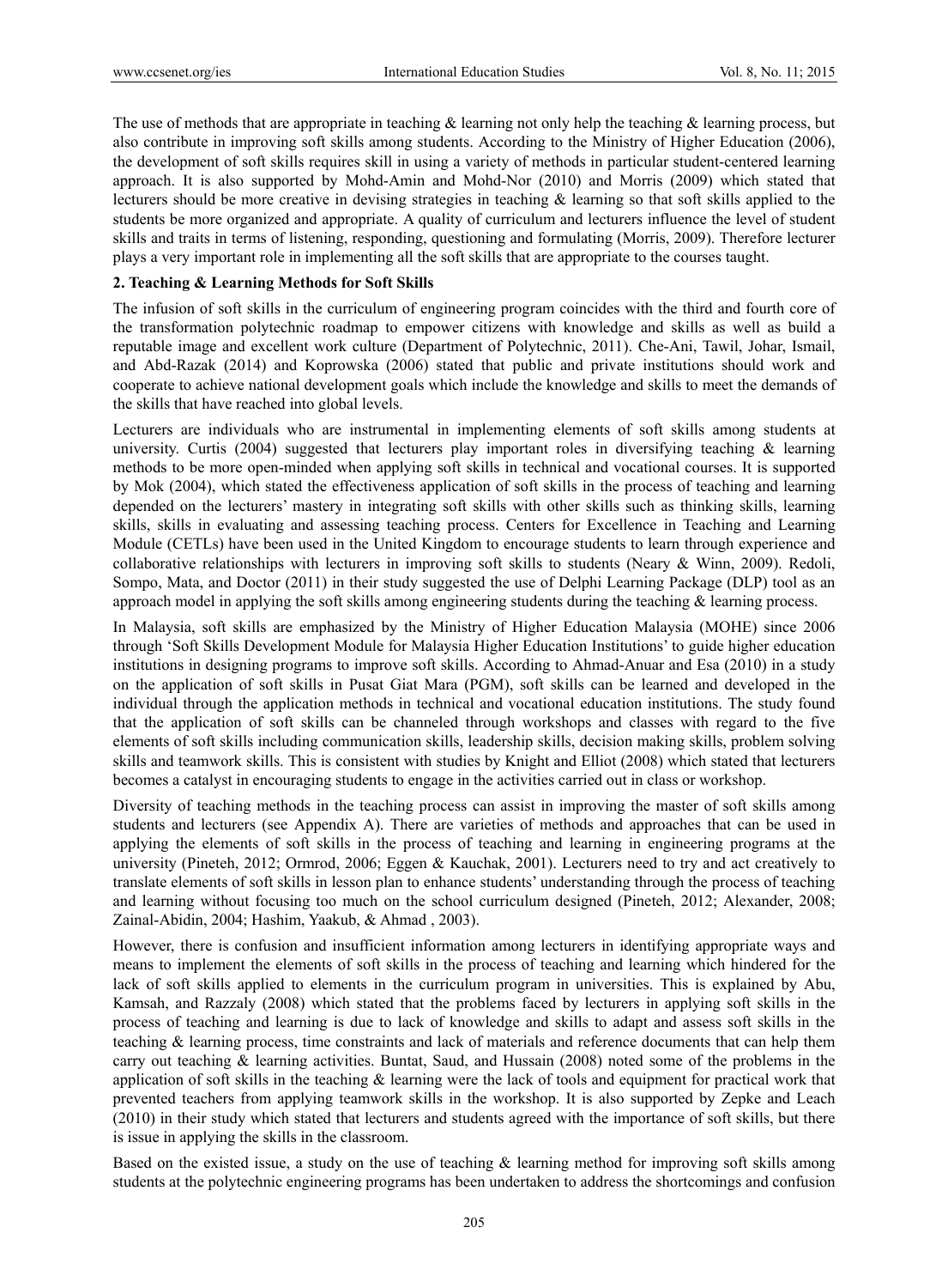The use of methods that are appropriate in teaching & learning not only help the teaching & learning process, but also contribute in improving soft skills among students. According to the Ministry of Higher Education (2006), the development of soft skills requires skill in using a variety of methods in particular student-centered learning approach. It is also supported by Mohd-Amin and Mohd-Nor (2010) and Morris (2009) which stated that lecturers should be more creative in devising strategies in teaching & learning so that soft skills applied to the students be more organized and appropriate. A quality of curriculum and lecturers influence the level of student skills and traits in terms of listening, responding, questioning and formulating (Morris, 2009). Therefore lecturer plays a very important role in implementing all the soft skills that are appropriate to the courses taught.

## 2. Teaching & Learning Methods for Soft Skills

The infusion of soft skills in the curriculum of engineering program coincides with the third and fourth core of the transformation polytechnic roadmap to empower citizens with knowledge and skills as well as build a reputable image and excellent work culture (Department of Polytechnic, 2011). Che-Ani, Tawil, Johar, Ismail, and Abd-Razak (2014) and Koprowska (2006) stated that public and private institutions should work and cooperate to achieve national development goals which include the knowledge and skills to meet the demands of the skills that have reached into global levels.

Lecturers are individuals who are instrumental in implementing elements of soft skills among students at university. Curtis (2004) suggested that lecturers play important roles in diversifying teaching & learning methods to be more open-minded when applying soft skills in technical and vocational courses. It is supported by Mok (2004), which stated the effectiveness application of soft skills in the process of teaching and learning depended on the lecturers' mastery in integrating soft skills with other skills such as thinking skills, learning skills, skills in evaluating and assessing teaching process. Centers for Excellence in Teaching and Learning Module (CETLs) have been used in the United Kingdom to encourage students to learn through experience and collaborative relationships with lecturers in improving soft skills to students (Neary & Winn, 2009). Redoli, Sompo, Mata, and Doctor (2011) in their study suggested the use of Delphi Learning Package (DLP) tool as an approach model in applying the soft skills among engineering students during the teaching & learning process.

In Malaysia, soft skills are emphasized by the Ministry of Higher Education Malaysia (MOHE) since 2006 through 'Soft Skills Development Module for Malaysia Higher Education Institutions' to guide higher education institutions in designing programs to improve soft skills. According to Ahmad-Anuar and Esa (2010) in a study on the application of soft skills in Pusat Giat Mara (PGM), soft skills can be learned and developed in the individual through the application methods in technical and vocational education institutions. The study found that the application of soft skills can be channeled through workshops and classes with regard to the five elements of soft skills including communication skills, leadership skills, decision making skills, problem solving skills and teamwork skills. This is consistent with studies by Knight and Elliot (2008) which stated that lecturers becomes a catalyst in encouraging students to engage in the activities carried out in class or workshop.

Diversity of teaching methods in the teaching process can assist in improving the master of soft skills among students and lecturers (see Appendix A). There are varieties of methods and approaches that can be used in applying the elements of soft skills in the process of teaching and learning in engineering programs at the university (Pineteh, 2012; Ormrod, 2006; Eggen & Kauchak, 2001). Lecturers need to try and act creatively to translate elements of soft skills in lesson plan to enhance students' understanding through the process of teaching and learning without focusing too much on the school curriculum designed (Pineteh, 2012; Alexander, 2008; Zainal-Abidin, 2004; Hashim, Yaakub, & Ahmad , 2003).

However, there is confusion and insufficient information among lecturers in identifying appropriate ways and means to implement the elements of soft skills in the process of teaching and learning which hindered for the lack of soft skills applied to elements in the curriculum program in universities. This is explained by Abu, Kamsah, and Razzaly (2008) which stated that the problems faced by lecturers in applying soft skills in the process of teaching and learning is due to lack of knowledge and skills to adapt and assess soft skills in the teaching & learning process, time constraints and lack of materials and reference documents that can help them carry out teaching & learning activities. Buntat, Saud, and Hussain (2008) noted some of the problems in the application of soft skills in the teaching & learning were the lack of tools and equipment for practical work that prevented teachers from applying teamwork skills in the workshop. It is also supported by Zepke and Leach (2010) in their study which stated that lecturers and students agreed with the importance of soft skills, but there is issue in applying the skills in the classroom.

Based on the existed issue, a study on the use of teaching & learning method for improving soft skills among students at the polytechnic engineering programs has been undertaken to address the shortcomings and confusion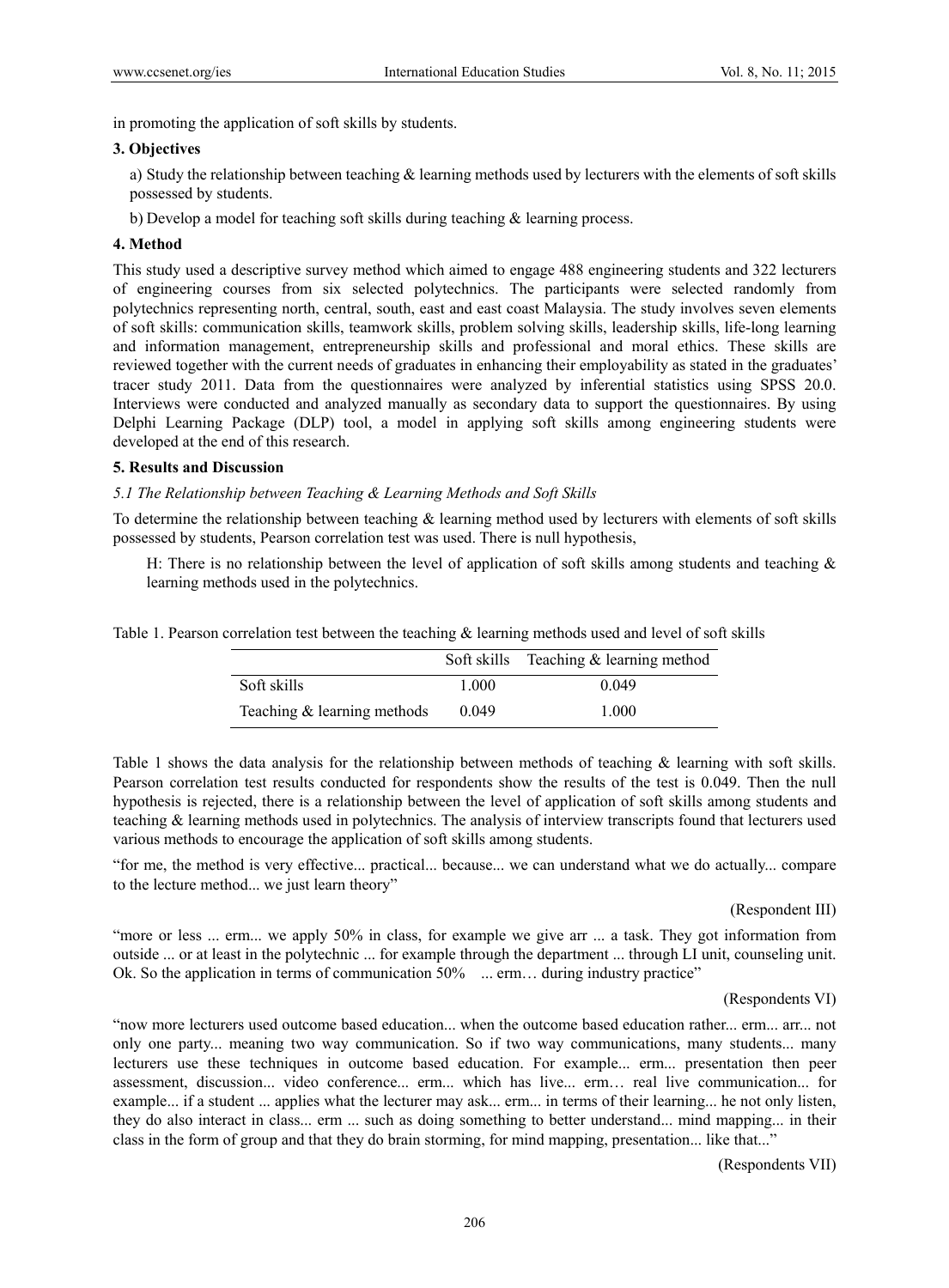in promoting the application of soft skills by students.

## 3. Objectives

a) Study the relationship between teaching & learning methods used by lecturers with the elements of soft skills possessed by students.

b) Develop a model for teaching soft skills during teaching & learning process.

## 4. Method

This study used a descriptive survey method which aimed to engage 488 engineering students and 322 lecturers of engineering courses from six selected polytechnics. The participants were selected randomly from polytechnics representing north, central, south, east and east coast Malaysia. The study involves seven elements of soft skills: communication skills, teamwork skills, problem solving skills, leadership skills, life-long learning and information management, entrepreneurship skills and professional and moral ethics. These skills are reviewed together with the current needs of graduates in enhancing their employability as stated in the graduates' tracer study 2011. Data from the questionnaires were analyzed by inferential statistics using SPSS 20.0. Interviews were conducted and analyzed manually as secondary data to support the questionnaires. By using Delphi Learning Package (DLP) tool, a model in applying soft skills among engineering students were developed at the end of this research.

## 5. Results and Discussion

### *5.1 The Relationship between Teaching & Learning Methods and Soft Skills*

To determine the relationship between teaching & learning method used by lecturers with elements of soft skills possessed by students, Pearson correlation test was used. There is null hypothesis,

> H: There is no relationship between the level of application of soft skills among students and teaching & learning methods used in the polytechnics.

Table 1. Pearson correlation test between the teaching & learning methods used and level of soft skills

| | Soft skills | Teaching & learning method |
|---|---|---|
| Soft skills | 1.000 | 0.049 |
| Teaching & learning methods | 0.049 | 1.000 |

Table 1 shows the data analysis for the relationship between methods of teaching & learning with soft skills. Pearson correlation test results conducted for respondents show the results of the test is 0.049. Then the null hypothesis is rejected, there is a relationship between the level of application of soft skills among students and teaching & learning methods used in polytechnics. The analysis of interview transcripts found that lecturers used various methods to encourage the application of soft skills among students.

"for me, the method is very effective... practical... because... we can understand what we do actually... compare to the lecture method... we just learn theory"

(Respondent III)

"more or less ... erm... we apply 50% in class, for example we give arr ... a task. They got information from outside ... or at least in the polytechnic ... for example through the department ... through LI unit, counseling unit. Ok. So the application in terms of communication 50% ... erm… during industry practice"

(Respondents VI)

"now more lecturers used outcome based education... when the outcome based education rather... erm... arr... not only one party... meaning two way communication. So if two way communications, many students... many lecturers use these techniques in outcome based education. For example... erm... presentation then peer assessment, discussion... video conference... erm... which has live... erm… real live communication... for example... if a student ... applies what the lecturer may ask... erm... in terms of their learning... he not only listen, they do also interact in class... erm ... such as doing something to better understand... mind mapping... in their class in the form of group and that they do brain storming, for mind mapping, presentation... like that..."

(Respondents VII)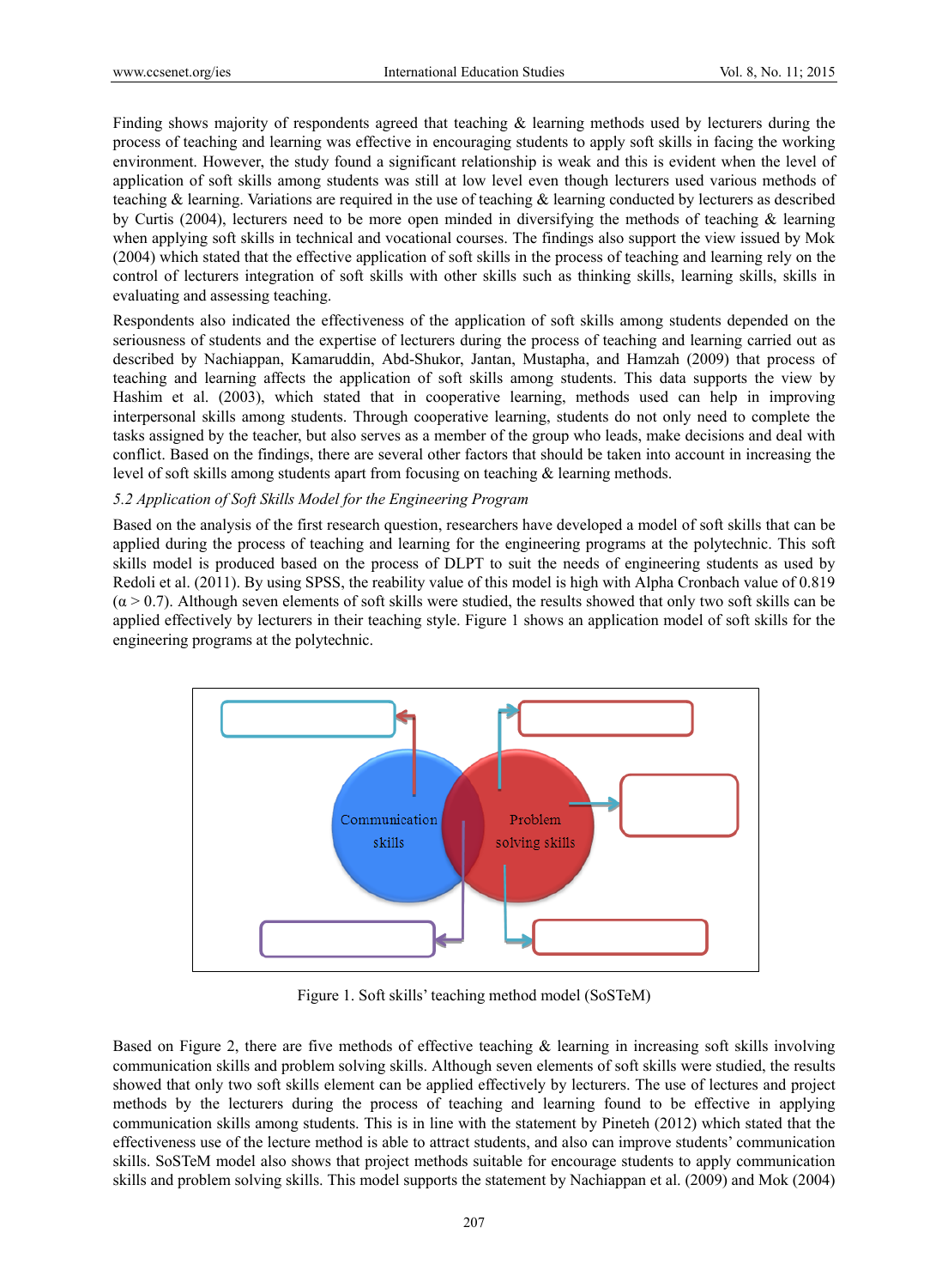Finding shows majority of respondents agreed that teaching & learning methods used by lecturers during the process of teaching and learning was effective in encouraging students to apply soft skills in facing the working environment. However, the study found a significant relationship is weak and this is evident when the level of application of soft skills among students was still at low level even though lecturers used various methods of teaching & learning. Variations are required in the use of teaching & learning conducted by lecturers as described by Curtis (2004), lecturers need to be more open minded in diversifying the methods of teaching & learning when applying soft skills in technical and vocational courses. The findings also support the view issued by Mok (2004) which stated that the effective application of soft skills in the process of teaching and learning rely on the control of lecturers integration of soft skills with other skills such as thinking skills, learning skills, skills in evaluating and assessing teaching.

Respondents also indicated the effectiveness of the application of soft skills among students depended on the seriousness of students and the expertise of lecturers during the process of teaching and learning carried out as described by Nachiappan, Kamaruddin, Abd-Shukor, Jantan, Mustapha, and Hamzah (2009) that process of teaching and learning affects the application of soft skills among students. This data supports the view by Hashim et al. (2003), which stated that in cooperative learning, methods used can help in improving interpersonal skills among students. Through cooperative learning, students do not only need to complete the tasks assigned by the teacher, but also serves as a member of the group who leads, make decisions and deal with conflict. Based on the findings, there are several other factors that should be taken into account in increasing the level of soft skills among students apart from focusing on teaching & learning methods.

### *5.2 Application of Soft Skills Model for the Engineering Program*

Based on the analysis of the first research question, researchers have developed a model of soft skills that can be applied during the process of teaching and learning for the engineering programs at the polytechnic. This soft skills model is produced based on the process of DLPT to suit the needs of engineering students as used by Redoli et al. (2011). By using SPSS, the reability value of this model is high with Alpha Cronbach value of 0.819 ($\alpha > 0.7$). Although seven elements of soft skills were studied, the results showed that only two soft skills can be applied effectively by lecturers in their teaching style. Figure 1 shows an application model of soft skills for the engineering programs at the polytechnic.

Communication skills

Problem solving skills

Figure 1. Soft skills' teaching method model (SoSTeM)

Based on Figure 2, there are five methods of effective teaching & learning in increasing soft skills involving communication skills and problem solving skills. Although seven elements of soft skills were studied, the results showed that only two soft skills element can be applied effectively by lecturers. The use of lectures and project methods by the lecturers during the process of teaching and learning found to be effective in applying communication skills among students. This is in line with the statement by Pineteh (2012) which stated that the effectiveness use of the lecture method is able to attract students, and also can improve students' communication skills. SoSTeM model also shows that project methods suitable for encourage students to apply communication skills and problem solving skills. This model supports the statement by Nachiappan et al. (2009) and Mok (2004)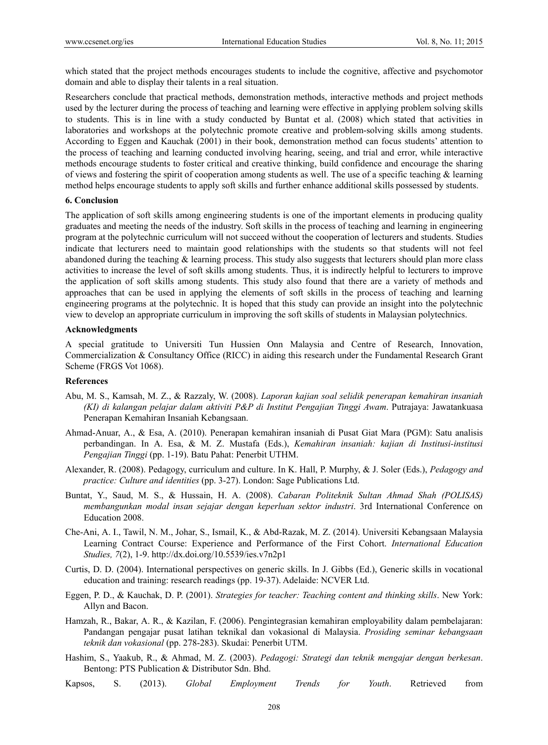which stated that the project methods encourages students to include the cognitive, affective and psychomotor domain and able to display their talents in a real situation.

Researchers conclude that practical methods, demonstration methods, interactive methods and project methods used by the lecturer during the process of teaching and learning were effective in applying problem solving skills to students. This is in line with a study conducted by Buntat et al. (2008) which stated that activities in laboratories and workshops at the polytechnic promote creative and problem-solving skills among students. According to Eggen and Kauchak (2001) in their book, demonstration method can focus students' attention to the process of teaching and learning conducted involving hearing, seeing, and trial and error, while interactive methods encourage students to foster critical and creative thinking, build confidence and encourage the sharing of views and fostering the spirit of cooperation among students as well. The use of a specific teaching & learning method helps encourage students to apply soft skills and further enhance additional skills possessed by students.

## 6. Conclusion

The application of soft skills among engineering students is one of the important elements in producing quality graduates and meeting the needs of the industry. Soft skills in the process of teaching and learning in engineering program at the polytechnic curriculum will not succeed without the cooperation of lecturers and students. Studies indicate that lecturers need to maintain good relationships with the students so that students will not feel abandoned during the teaching & learning process. This study also suggests that lecturers should plan more class activities to increase the level of soft skills among students. Thus, it is indirectly helpful to lecturers to improve the application of soft skills among students. This study also found that there are a variety of methods and approaches that can be used in applying the elements of soft skills in the process of teaching and learning engineering programs at the polytechnic. It is hoped that this study can provide an insight into the polytechnic view to develop an appropriate curriculum in improving the soft skills of students in Malaysian polytechnics.

## Acknowledgments

A special gratitude to Universiti Tun Hussien Onn Malaysia and Centre of Research, Innovation, Commercialization & Consultancy Office (RICC) in aiding this research under the Fundamental Research Grant Scheme (FRGS Vot 1068).

## References

Abu, M. S., Kamsah, M. Z., & Razzaly, W. (2008). *Laporan kajian soal selidik penerapan kemahiran insaniah (KI) di kalangan pelajar dalam aktiviti P&P di Institut Pengajian Tinggi Awam*. Putrajaya: Jawatankuasa Penerapan Kemahiran Insaniah Kebangsaan.

Ahmad-Anuar, A., & Esa, A. (2010). Penerapan kemahiran insaniah di Pusat Giat Mara (PGM): Satu analisis perbandingan. In A. Esa, & M. Z. Mustafa (Eds.), *Kemahiran insaniah: kajian di Institusi-institusi Pengajian Tinggi* (pp. 1-19). Batu Pahat: Penerbit UTHM.

Alexander, R. (2008). Pedagogy, curriculum and culture. In K. Hall, P. Murphy, & J. Soler (Eds.), *Pedagogy and practice: Culture and identities* (pp. 3-27). London: Sage Publications Ltd.

Buntat, Y., Saud, M. S., & Hussain, H. A. (2008). *Cabaran Politeknik Sultan Ahmad Shah (POLISAS) membangunkan modal insan sejajar dengan keperluan sektor industri*. 3rd International Conference on Education 2008.

Che-Ani, A. I., Tawil, N. M., Johar, S., Ismail, K., & Abd-Razak, M. Z. (2014). Universiti Kebangsaan Malaysia Learning Contract Course: Experience and Performance of the First Cohort. *International Education Studies, 7*(2), 1-9. http://dx.doi.org/10.5539/ies.v7n2p1

Curtis, D. D. (2004). International perspectives on generic skills. In J. Gibbs (Ed.), Generic skills in vocational education and training: research readings (pp. 19-37). Adelaide: NCVER Ltd.

Eggen, P. D., & Kauchak, D. P. (2001). *Strategies for teacher: Teaching content and thinking skills*. New York: Allyn and Bacon.

Hamzah, R., Bakar, A. R., & Kazilan, F. (2006). Pengintegrasian kemahiran employability dalam pembelajaran: Pandangan pengajar pusat latihan teknikal dan vokasional di Malaysia. *Prosiding seminar kebangsaan teknik dan vokasional* (pp. 278-283). Skudai: Penerbit UTM.

Hashim, S., Yaakub, R., & Ahmad, M. Z. (2003). *Pedagogi: Strategi dan teknik mengajar dengan berkesan*. Bentong: PTS Publication & Distributor Sdn. Bhd.

Kapsos, S. (2013). *Global Employment Trends for Youth*. Retrieved from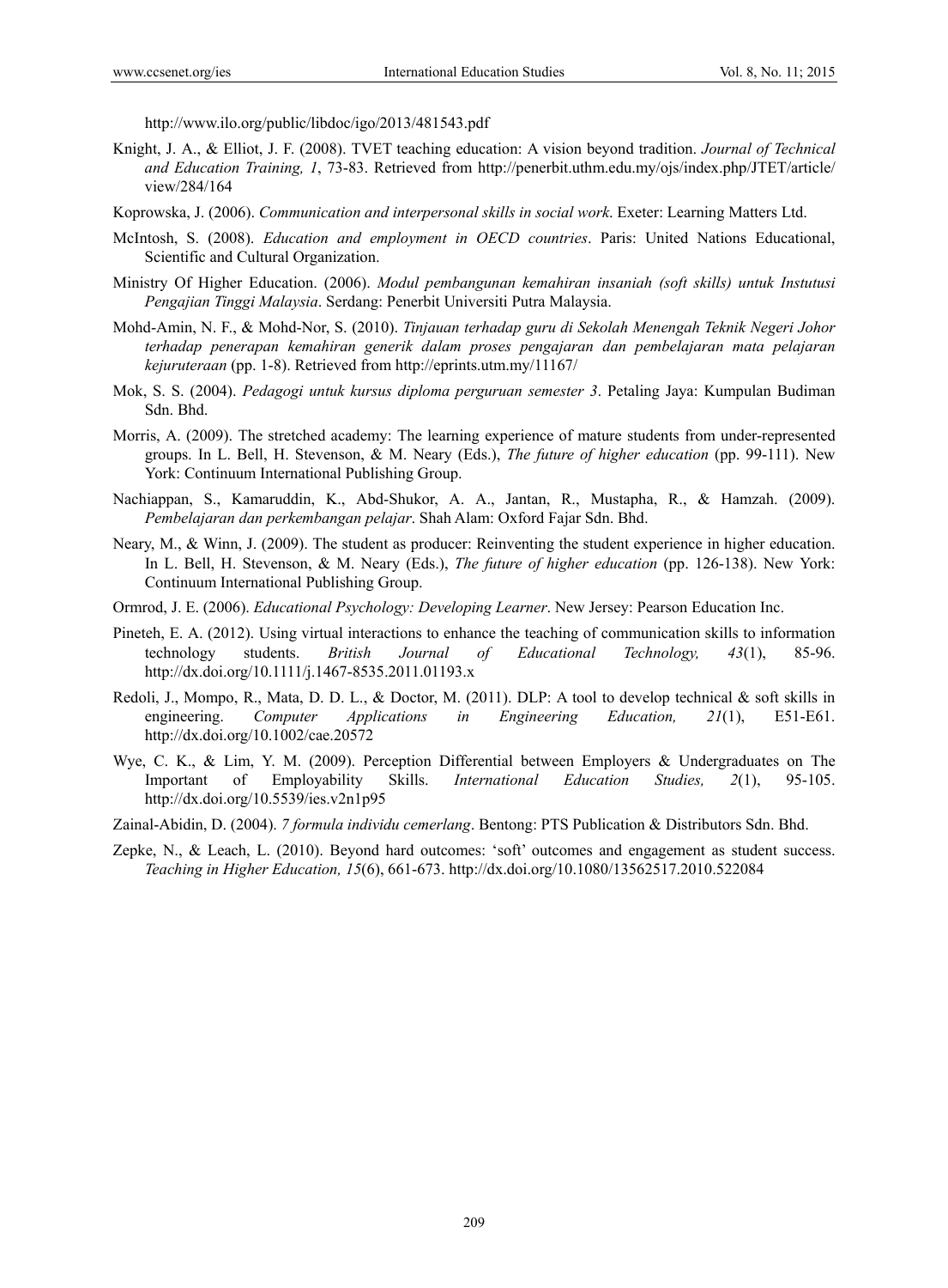http://www.ilo.org/public/libdoc/igo/2013/481543.pdf

Knight, J. A., & Elliot, J. F. (2008). TVET teaching education: A vision beyond tradition. *Journal of Technical and Education Training, 1*, 73-83. Retrieved from http://penerbit.uthm.edu.my/ojs/index.php/JTET/article/view/284/164

Koprowska, J. (2006). *Communication and interpersonal skills in social work*. Exeter: Learning Matters Ltd.

McIntosh, S. (2008). *Education and employment in OECD countries*. Paris: United Nations Educational, Scientific and Cultural Organization.

Ministry Of Higher Education. (2006). *Modul pembangunan kemahiran insaniah (soft skills) untuk Instutusi Pengajian Tinggi Malaysia*. Serdang: Penerbit Universiti Putra Malaysia.

Mohd-Amin, N. F., & Mohd-Nor, S. (2010). *Tinjauan terhadap guru di Sekolah Menengah Teknik Negeri Johor terhadap penerapan kemahiran generik dalam proses pengajaran dan pembelajaran mata pelajaran kejuruteraan* (pp. 1-8). Retrieved from http://eprints.utm.my/11167/

Mok, S. S. (2004). *Pedagogi untuk kursus diploma perguruan semester 3*. Petaling Jaya: Kumpulan Budiman Sdn. Bhd.

Morris, A. (2009). The stretched academy: The learning experience of mature students from under-represented groups. In L. Bell, H. Stevenson, & M. Neary (Eds.), *The future of higher education* (pp. 99-111). New York: Continuum International Publishing Group.

Nachiappan, S., Kamaruddin, K., Abd-Shukor, A. A., Jantan, R., Mustapha, R., & Hamzah. (2009). *Pembelajaran dan perkembangan pelajar*. Shah Alam: Oxford Fajar Sdn. Bhd.

Neary, M., & Winn, J. (2009). The student as producer: Reinventing the student experience in higher education. In L. Bell, H. Stevenson, & M. Neary (Eds.), *The future of higher education* (pp. 126-138). New York: Continuum International Publishing Group.

Ormrod, J. E. (2006). *Educational Psychology: Developing Learner*. New Jersey: Pearson Education Inc.

Pineteh, E. A. (2012). Using virtual interactions to enhance the teaching of communication skills to information technology students. *British Journal of Educational Technology, 43*(1), 85-96. http://dx.doi.org/10.1111/j.1467-8535.2011.01193.x

Redoli, J., Mompo, R., Mata, D. D. L., & Doctor, M. (2011). DLP: A tool to develop technical & soft skills in engineering. *Computer Applications in Engineering Education, 21*(1), E51-E61. http://dx.doi.org/10.1002/cae.20572

Wye, C. K., & Lim, Y. M. (2009). Perception Differential between Employers & Undergraduates on The Important of Employability Skills. *International Education Studies, 2*(1), 95-105. http://dx.doi.org/10.5539/ies.v2n1p95

Zainal-Abidin, D. (2004). *7 formula individu cemerlang*. Bentong: PTS Publication & Distributors Sdn. Bhd.

Zepke, N., & Leach, L. (2010). Beyond hard outcomes: 'soft' outcomes and engagement as student success. *Teaching in Higher Education, 15*(6), 661-673. http://dx.doi.org/10.1080/13562517.2010.522084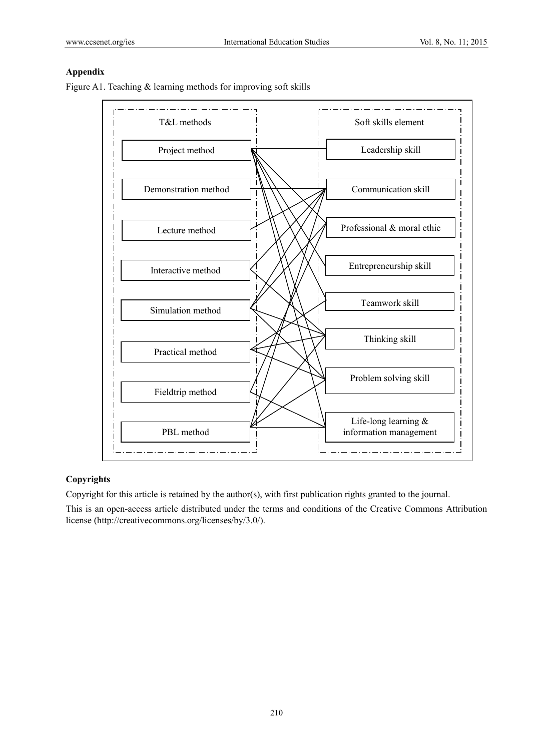## Appendix

Figure A1. Teaching & learning methods for improving soft skills

T&L methods

Project method

Demonstration method

Lecture method

Interactive method

Simulation method

Practical method

Fieldtrip method

PBL method

Soft skills element

Leadership skill

Communication skill

Professional & moral ethic

Entrepreneurship skill

Teamwork skill

Thinking skill

Problem solving skill

Life-long learning & information management

## Copyrights

Copyright for this article is retained by the author(s), with first publication rights granted to the journal.

This is an open-access article distributed under the terms and conditions of the Creative Commons Attribution license (http://creativecommons.org/licenses/by/3.0/).